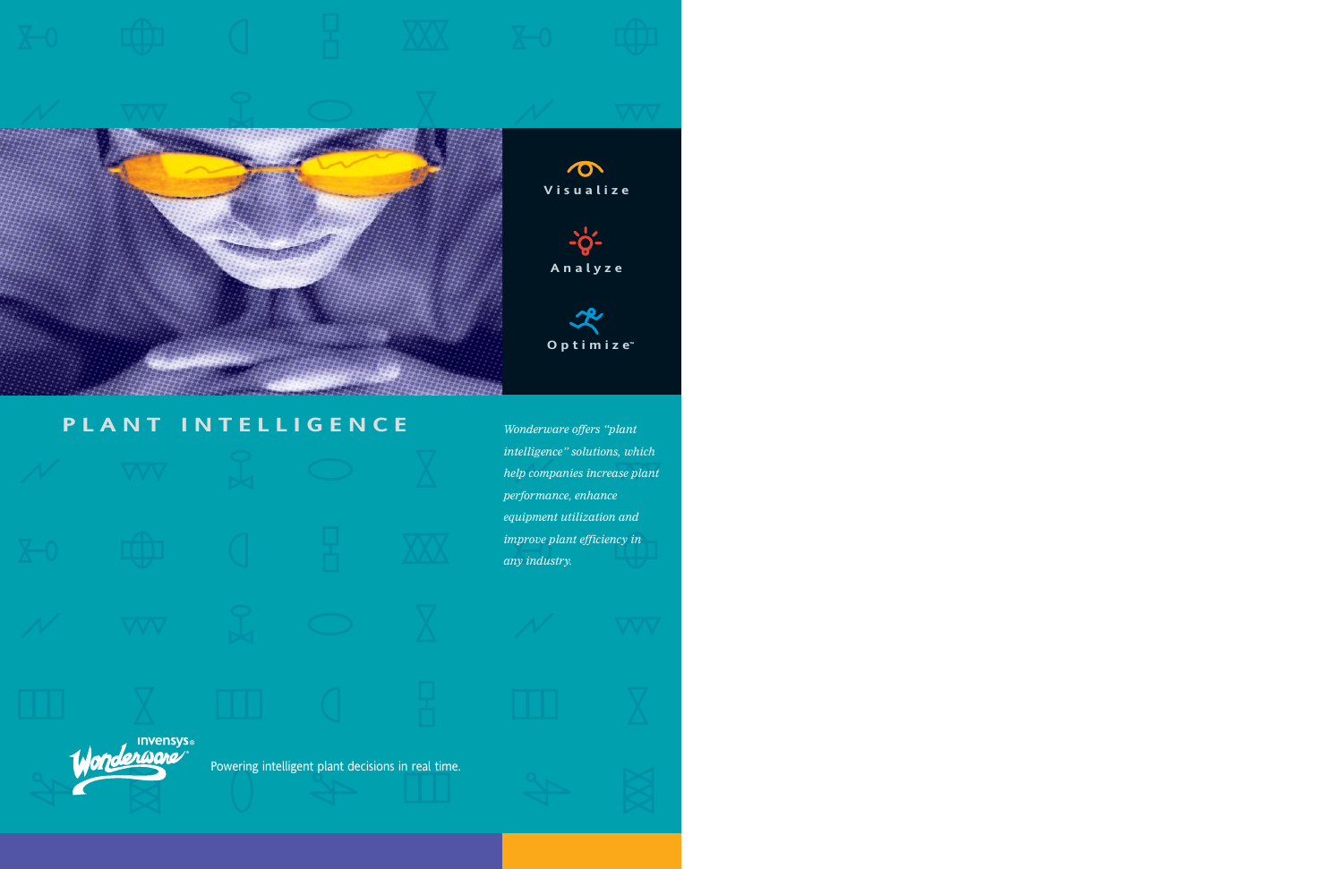Visualize

Analyze

Optimize™

# PLANT INTELLIGENCE

*Wonderware offers "plant intelligence" solutions, which help companies increase plant performance, enhance equipment utilization and improve plant efficiency in any industry.*

Invensys® Wonderware®

Powering intelligent plant decisions in real time.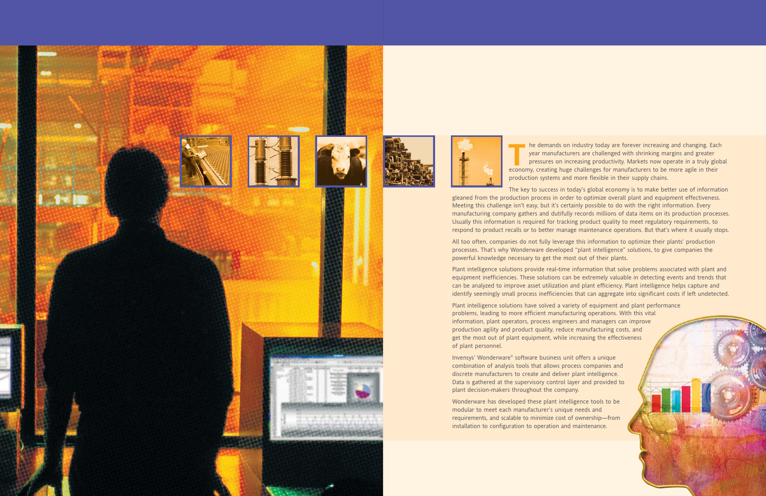The demands on industry today are forever increasing and changing. Each year manufacturers are challenged with shrinking margins and greater pressures on increasing productivity. Markets now operate in a truly global economy, creating huge challenges for manufacturers to be more agile in their production systems and more flexible in their supply chains.

The key to success in today's global economy is to make better use of information gleaned from the production process in order to optimize overall plant and equipment effectiveness. Meeting this challenge isn't easy, but it's certainly possible to do with the right information. Every manufacturing company gathers and dutifully records millions of data items on its production processes. Usually this information is required for tracking product quality to meet regulatory requirements, to respond to product recalls or to better manage maintenance operations. But that's where it usually stops.

All too often, companies do not fully leverage this information to optimize their plants' production processes. That's why Wonderware developed "plant intelligence" solutions, to give companies the powerful knowledge necessary to get the most out of their plants.

Plant intelligence solutions provide real-time information that solve problems associated with plant and equipment inefficiencies. These solutions can be extremely valuable in detecting events and trends that can be analyzed to improve asset utilization and plant efficiency. Plant intelligence helps capture and identify seemingly small process inefficiencies that can aggregate into significant costs if left undetected.

Plant intelligence solutions have solved a variety of equipment and plant performance problems, leading to more efficient manufacturing operations. With this vital information, plant operators, process engineers and managers can improve production agility and product quality, reduce manufacturing costs, and get the most out of plant equipment, while increasing the effectiveness of plant personnel.

Invensys' Wonderware® software business unit offers a unique combination of analysis tools that allows process companies and discrete manufacturers to create and deliver plant intelligence. Data is gathered at the supervisory control layer and provided to plant decision-makers throughout the company.

Wonderware has developed these plant intelligence tools to be modular to meet each manufacturer's unique needs and requirements, and scalable to minimize cost of ownership—from installation to configuration to operation and maintenance.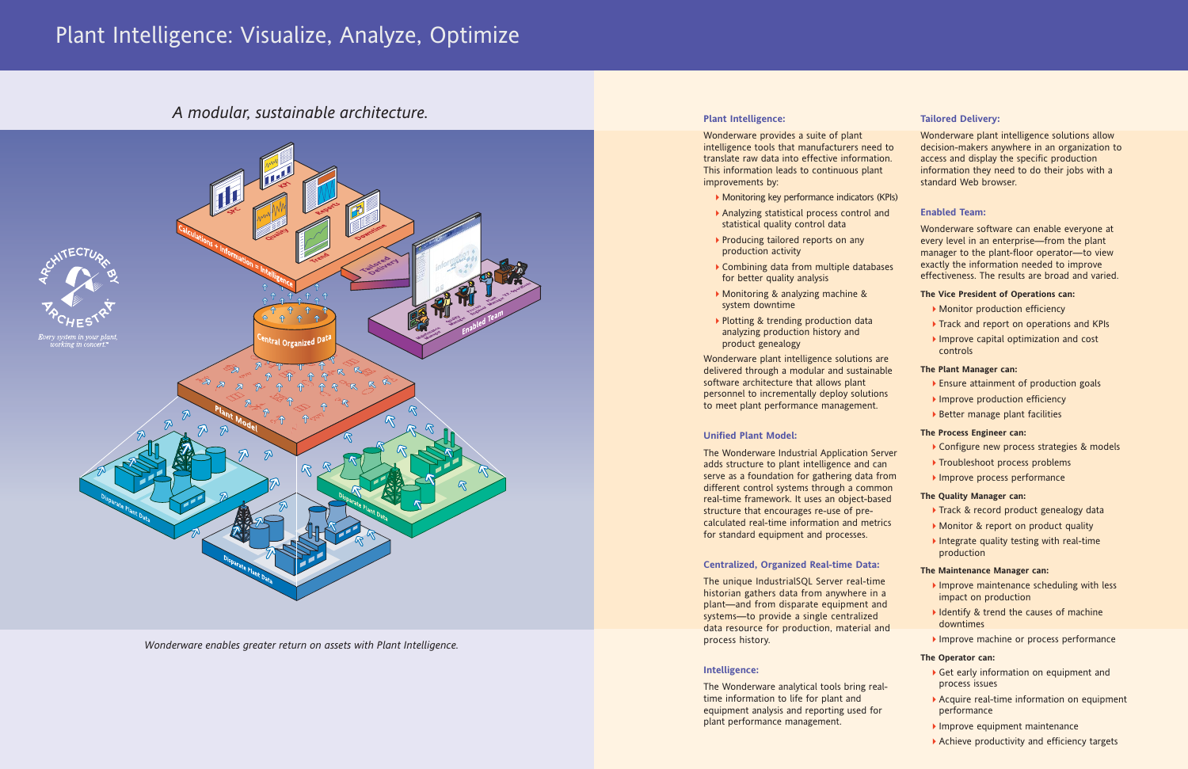# Plant Intelligence: Visualize, Analyze, Optimize

*A modular, sustainable architecture.*

*Wonderware enables greater return on assets with Plant Intelligence.*

### Plant Intelligence:

Wonderware provides a suite of plant intelligence tools that manufacturers need to translate raw data into effective information. This information leads to continuous plant improvements by:

- Monitoring key performance indicators (KPIs)
- Analyzing statistical process control and statistical quality control data
- Producing tailored reports on any production activity
- Combining data from multiple databases for better quality analysis
- Monitoring & analyzing machine & system downtime
- Plotting & trending production data analyzing production history and product genealogy

Wonderware plant intelligence solutions are delivered through a modular and sustainable software architecture that allows plant personnel to incrementally deploy solutions to meet plant performance management.

### Unified Plant Model:

The Wonderware Industrial Application Server adds structure to plant intelligence and can serve as a foundation for gathering data from different control systems through a common real-time framework. It uses an object-based structure that encourages re-use of pre-calculated real-time information and metrics for standard equipment and processes.

### Centralized, Organized Real-time Data:

The unique IndustrialSQL Server real-time historian gathers data from anywhere in a plant—and from disparate equipment and systems—to provide a single centralized data resource for production, material and process history.

### Intelligence:

The Wonderware analytical tools bring real-time information to life for plant and equipment analysis and reporting used for plant performance management.

### Tailored Delivery:

Wonderware plant intelligence solutions allow decision-makers anywhere in an organization to access and display the specific production information they need to do their jobs with a standard Web browser.

### Enabled Team:

Wonderware software can enable everyone at every level in an enterprise—from the plant manager to the plant-floor operator—to view exactly the information needed to improve effectiveness. The results are broad and varied.

**The Vice President of Operations can:**

- Monitor production efficiency
- Track and report on operations and KPIs
- Improve capital optimization and cost controls

**The Plant Manager can:**

- Ensure attainment of production goals
- Improve production efficiency
- Better manage plant facilities

**The Process Engineer can:**

- Configure new process strategies & models
- Troubleshoot process problems
- Improve process performance

**The Quality Manager can:**

- Track & record product genealogy data
- Monitor & report on product quality
- Integrate quality testing with real-time production

**The Maintenance Manager can:**

- Improve maintenance scheduling with less impact on production
- Identify & trend the causes of machine downtimes
- Improve machine or process performance

**The Operator can:**

- Get early information on equipment and process issues
- Acquire real-time information on equipment performance
- Improve equipment maintenance
- Achieve productivity and efficiency targets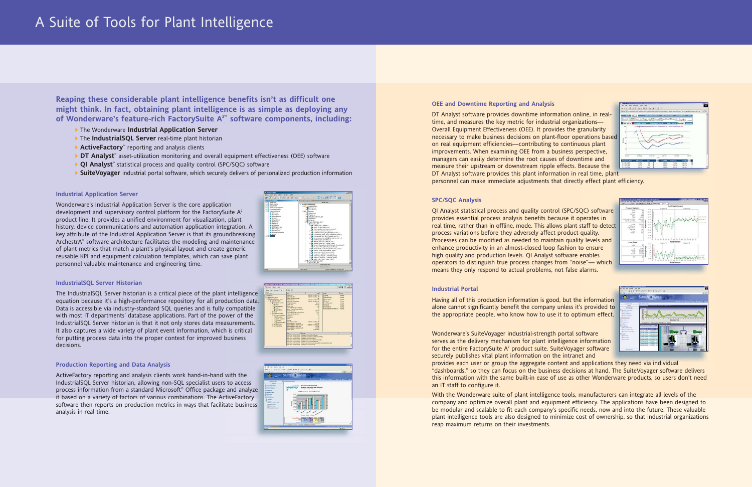# A Suite of Tools for Plant Intelligence

**Reaping these considerable plant intelligence benefits isn't as difficult one might think. In fact, obtaining plant intelligence is as simple as deploying any of Wonderware's feature-rich FactorySuite A²™ software components, including:**

- The Wonderware **Industrial Application Server**
- The **IndustrialSQL Server** real-time plant historian
- **ActiveFactory**™ reporting and analysis clients
- **DT Analyst**™ asset-utilization monitoring and overall equipment effectiveness (OEE) software
- **QI Analyst**™ statistical process and quality control (SPC/SQC) software
- **SuiteVoyager** industrial portal software, which securely delivers of personalized production information

### Industrial Application Server

Wonderware's Industrial Application Server is the core application development and supervisory control platform for the FactorySuite A² product line. It provides a unified environment for visualization, plant history, device communications and automation application integration. A key attribute of the Industrial Application Server is that its groundbreaking ArchestrA® software architecture facilitates the modeling and maintenance of plant metrics that match a plant's physical layout and create generic reusable KPI and equipment calculation templates, which can save plant personnel valuable maintenance and engineering time.

### IndustrialSQL Server Historian

The IndustrialSQL Server historian is a critical piece of the plant intelligence equation because it's a high-performance repository for all production data. Data is accessible via industry-standard SQL queries and is fully compatible with most IT departments' database applications. Part of the power of the IndustrialSQL Server historian is that it not only stores data measurements. It also captures a wide variety of plant event information, which is critical for putting process data into the proper context for improved business decisions.

### Production Reporting and Data Analysis

ActiveFactory reporting and analysis clients work hand-in-hand with the IndustrialSQL Server historian, allowing non-SQL specialist users to access process information from a standard Microsoft® Office package and analyze it based on a variety of factors of various combinations. The ActiveFactory software then reports on production metrics in ways that facilitate business analysis in real time.

### OEE and Downtime Reporting and Analysis

DT Analyst software provides downtime information online, in real-time, and measures the key metric for industrial organizations—Overall Equipment Effectiveness (OEE). It provides the granularity necessary to make business decisions on plant-floor operations based on real equipment efficiencies—contributing to continuous plant improvements. When examining OEE from a business perspective, managers can easily determine the root causes of downtime and measure their upstream or downstream ripple effects. Because the DT Analyst software provides this plant information in real time, plant personnel can make immediate adjustments that directly effect plant efficiency.

### SPC/SQC Analysis

QI Analyst statistical process and quality control (SPC/SQC) software provides essential process analysis benefits because it operates in real time, rather than in offline, mode. This allows plant staff to detect process variations before they adversely affect product quality. Processes can be modified as needed to maintain quality levels and enhance productivity in an almost-closed loop fashion to ensure high quality and production levels. QI Analyst software enables operators to distinguish true process changes from "noise"— which means they only respond to actual problems, not false alarms.

### Industrial Portal

Having all of this production information is good, but the information alone cannot significantly benefit the company unless it's provided to the appropriate people, who know how to use it to optimum effect.

Wonderware's SuiteVoyager industrial-strength portal software serves as the delivery mechanism for plant intelligence information for the entire FactorySuite A² product suite. SuiteVoyager software securely publishes vital plant information on the intranet and provides each user or group the aggregate content and applications they need via individual "dashboards," so they can focus on the business decisions at hand. The SuiteVoyager software delivers this information with the same built-in ease of use as other Wonderware products, so users don't need an IT staff to configure it.

With the Wonderware suite of plant intelligence tools, manufacturers can integrate all levels of the company and optimize overall plant and equipment efficiency. The applications have been designed to be modular and scalable to fit each company's specific needs, now and into the future. These valuable plant intelligence tools are also designed to minimize cost of ownership, so that industrial organizations reap maximum returns on their investments.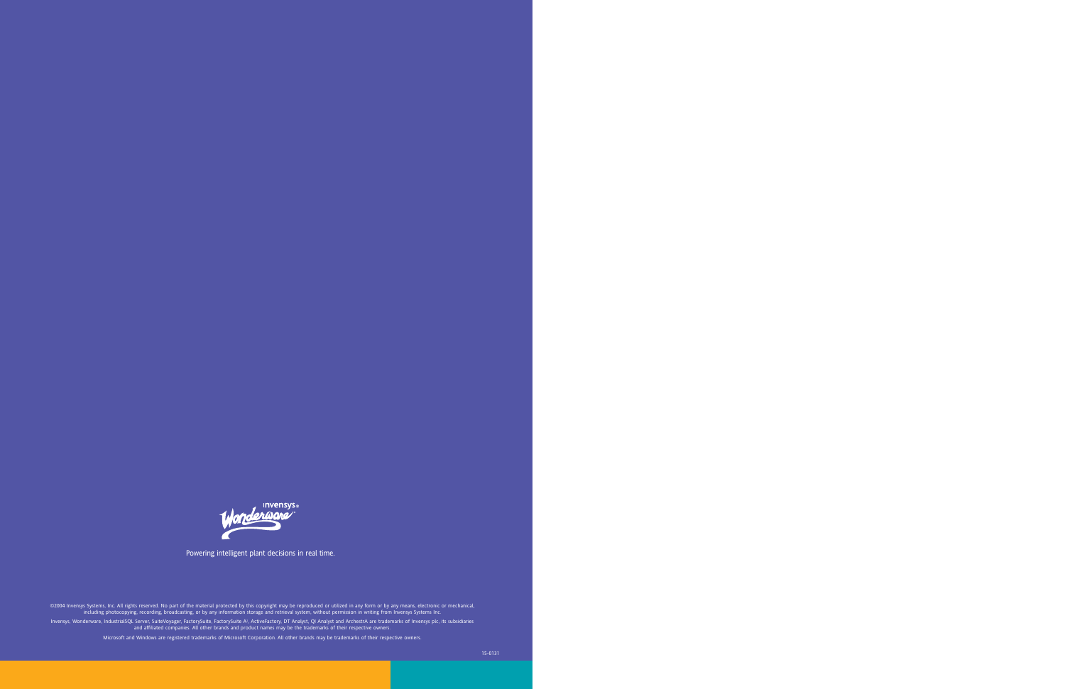Invensys®

Wonderware

Powering intelligent plant decisions in real time.

©2004 Invensys Systems, Inc. All rights reserved. No part of the material protected by this copyright may be reproduced or utilized in any form or by any means, electronic or mechanical, including photocopying, recording, broadcasting, or by any information storage and retrieval system, without permission in writing from Invensys Systems Inc.

Invensys, Wonderware, IndustrialSQL Server, SuiteVoyager, FactorySuite, FactorySuite A², ActiveFactory, DT Analyst, QI Analyst and ArchestrA are trademarks of Invensys plc, its subsidiaries and affiliated companies. All other brands and product names may be the trademarks of their respective owners.

Microsoft and Windows are registered trademarks of Microsoft Corporation. All other brands may be trademarks of their respective owners.

15-0131